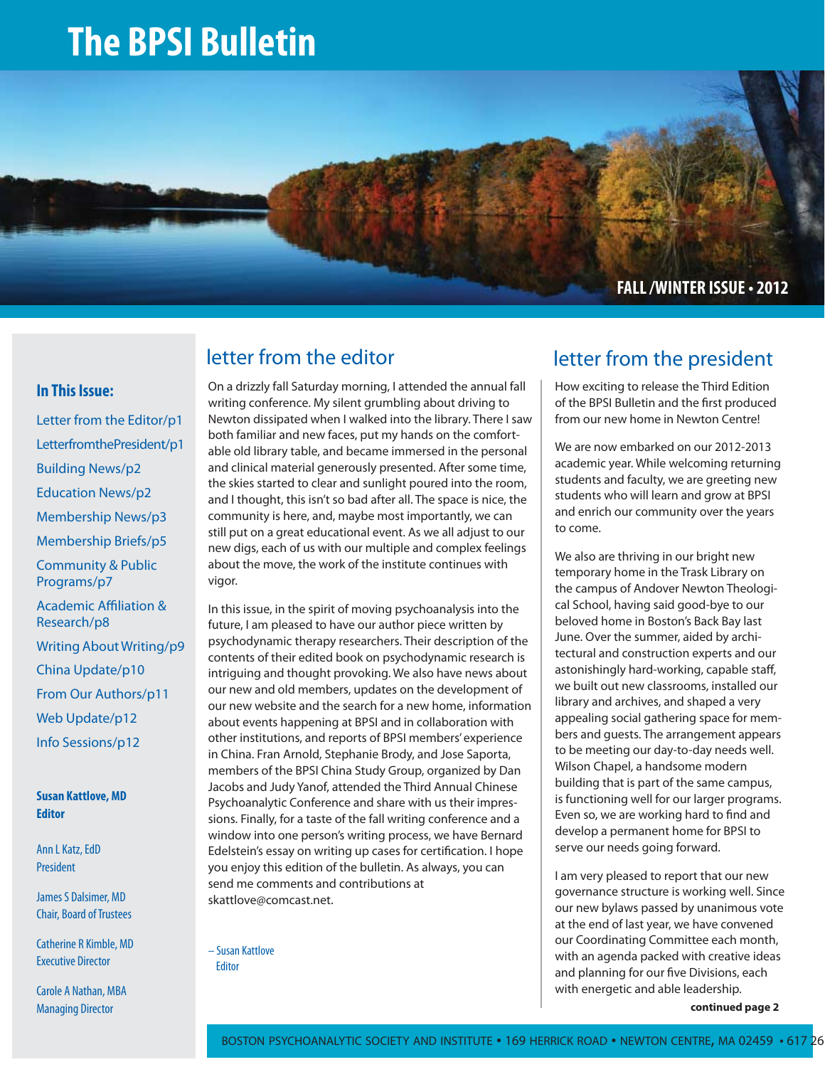# The BPSI Bulletin

FALL /WINTER ISSUE • 2012

**In This Issue:**

- Letter from the Editor/p1
- LetterfromthePresident/p1
- Building News/p2
- Education News/p2
- Membership News/p3
- Membership Briefs/p5
- Community & Public Programs/p7
- Academic Affiliation & Research/p8
- Writing About Writing/p9
- China Update/p10
- From Our Authors/p11
- Web Update/p12
- Info Sessions/p12

**Susan Kattlove, MD**
**Editor**

Ann L Katz, EdD
President

James S Dalsimer, MD
Chair, Board of Trustees

Catherine R Kimble, MD
Executive Director

Carole A Nathan, MBA
Managing Director

## letter from the editor

On a drizzly fall Saturday morning, I attended the annual fall writing conference. My silent grumbling about driving to Newton dissipated when I walked into the library. There I saw both familiar and new faces, put my hands on the comfortable old library table, and became immersed in the personal and clinical material generously presented. After some time, the skies started to clear and sunlight poured into the room, and I thought, this isn't so bad after all. The space is nice, the community is here, and, maybe most importantly, we can still put on a great educational event. As we all adjust to our new digs, each of us with our multiple and complex feelings about the move, the work of the institute continues with vigor.

In this issue, in the spirit of moving psychoanalysis into the future, I am pleased to have our author piece written by psychodynamic therapy researchers. Their description of the contents of their edited book on psychodynamic research is intriguing and thought provoking. We also have news about our new and old members, updates on the development of our new website and the search for a new home, information about events happening at BPSI and in collaboration with other institutions, and reports of BPSI members' experience in China. Fran Arnold, Stephanie Brody, and Jose Saporta, members of the BPSI China Study Group, organized by Dan Jacobs and Judy Yanof, attended the Third Annual Chinese Psychoanalytic Conference and share with us their impressions. Finally, for a taste of the fall writing conference and a window into one person's writing process, we have Bernard Edelstein's essay on writing up cases for certification. I hope you enjoy this edition of the bulletin. As always, you can send me comments and contributions at skattlove@comcast.net.

– Susan Kattlove
Editor

## letter from the president

How exciting to release the Third Edition of the BPSI Bulletin and the first produced from our new home in Newton Centre!

We are now embarked on our 2012-2013 academic year. While welcoming returning students and faculty, we are greeting new students who will learn and grow at BPSI and enrich our community over the years to come.

We also are thriving in our bright new temporary home in the Trask Library on the campus of Andover Newton Theological School, having said good-bye to our beloved home in Boston's Back Bay last June. Over the summer, aided by architectural and construction experts and our astonishingly hard-working, capable staff, we built out new classrooms, installed our library and archives, and shaped a very appealing social gathering space for members and guests. The arrangement appears to be meeting our day-to-day needs well. Wilson Chapel, a handsome modern building that is part of the same campus, is functioning well for our larger programs. Even so, we are working hard to find and develop a permanent home for BPSI to serve our needs going forward.

I am very pleased to report that our new governance structure is working well. Since our new bylaws passed by unanimous vote at the end of last year, we have convened our Coordinating Committee each month, with an agenda packed with creative ideas and planning for our five Divisions, each with energetic and able leadership.

**continued page 2**

BOSTON PSYCHOANALYTIC SOCIETY AND INSTITUTE • 169 HERRICK ROAD • NEWTON CENTRE, MA 02459 • 617 26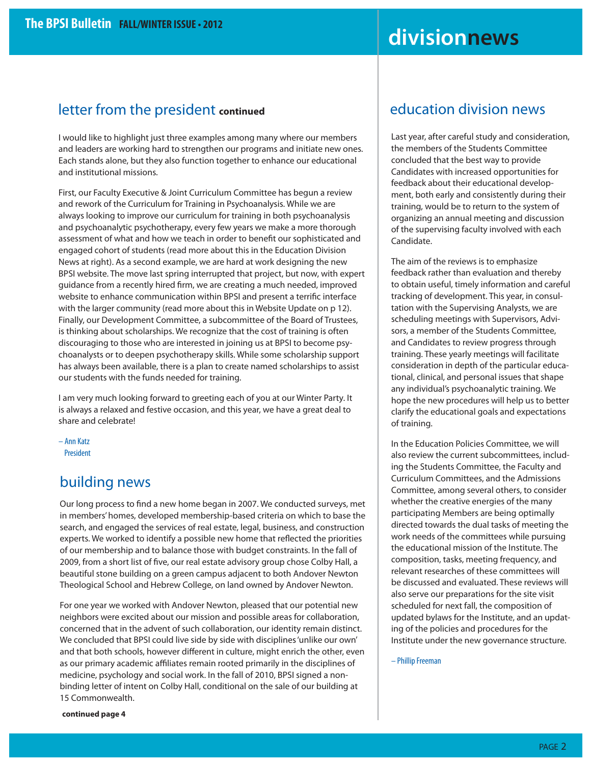## letter from the president **continued**

I would like to highlight just three examples among many where our members and leaders are working hard to strengthen our programs and initiate new ones. Each stands alone, but they also function together to enhance our educational and institutional missions.

First, our Faculty Executive & Joint Curriculum Committee has begun a review and rework of the Curriculum for Training in Psychoanalysis. While we are always looking to improve our curriculum for training in both psychoanalysis and psychoanalytic psychotherapy, every few years we make a more thorough assessment of what and how we teach in order to benefit our sophisticated and engaged cohort of students (read more about this in the Education Division News at right). As a second example, we are hard at work designing the new BPSI website. The move last spring interrupted that project, but now, with expert guidance from a recently hired firm, we are creating a much needed, improved website to enhance communication within BPSI and present a terrific interface with the larger community (read more about this in Website Update on p 12). Finally, our Development Committee, a subcommittee of the Board of Trustees, is thinking about scholarships. We recognize that the cost of training is often discouraging to those who are interested in joining us at BPSI to become psychoanalysts or to deepen psychotherapy skills. While some scholarship support has always been available, there is a plan to create named scholarships to assist our students with the funds needed for training.

I am very much looking forward to greeting each of you at our Winter Party. It is always a relaxed and festive occasion, and this year, we have a great deal to share and celebrate!

– Ann Katz
President

## building news

Our long process to find a new home began in 2007. We conducted surveys, met in members' homes, developed membership-based criteria on which to base the search, and engaged the services of real estate, legal, business, and construction experts. We worked to identify a possible new home that reflected the priorities of our membership and to balance those with budget constraints. In the fall of 2009, from a short list of five, our real estate advisory group chose Colby Hall, a beautiful stone building on a green campus adjacent to both Andover Newton Theological School and Hebrew College, on land owned by Andover Newton.

For one year we worked with Andover Newton, pleased that our potential new neighbors were excited about our mission and possible areas for collaboration, concerned that in the advent of such collaboration, our identity remain distinct. We concluded that BPSI could live side by side with disciplines 'unlike our own' and that both schools, however different in culture, might enrich the other, even as our primary academic affiliates remain rooted primarily in the disciplines of medicine, psychology and social work. In the fall of 2010, BPSI signed a non-binding letter of intent on Colby Hall, conditional on the sale of our building at 15 Commonwealth.

**continued page 4**

# division news

## education division news

Last year, after careful study and consideration, the members of the Students Committee concluded that the best way to provide Candidates with increased opportunities for feedback about their educational development, both early and consistently during their training, would be to return to the system of organizing an annual meeting and discussion of the supervising faculty involved with each Candidate.

The aim of the reviews is to emphasize feedback rather than evaluation and thereby to obtain useful, timely information and careful tracking of development. This year, in consultation with the Supervising Analysts, we are scheduling meetings with Supervisors, Advisors, a member of the Students Committee, and Candidates to review progress through training. These yearly meetings will facilitate consideration in depth of the particular educational, clinical, and personal issues that shape any individual's psychoanalytic training. We hope the new procedures will help us to better clarify the educational goals and expectations of training.

In the Education Policies Committee, we will also review the current subcommittees, including the Students Committee, the Faculty and Curriculum Committees, and the Admissions Committee, among several others, to consider whether the creative energies of the many participating Members are being optimally directed towards the dual tasks of meeting the work needs of the committees while pursuing the educational mission of the Institute. The composition, tasks, meeting frequency, and relevant researches of these committees will be discussed and evaluated. These reviews will also serve our preparations for the site visit scheduled for next fall, the composition of updated bylaws for the Institute, and an updating of the policies and procedures for the Institute under the new governance structure.

– Phillip Freeman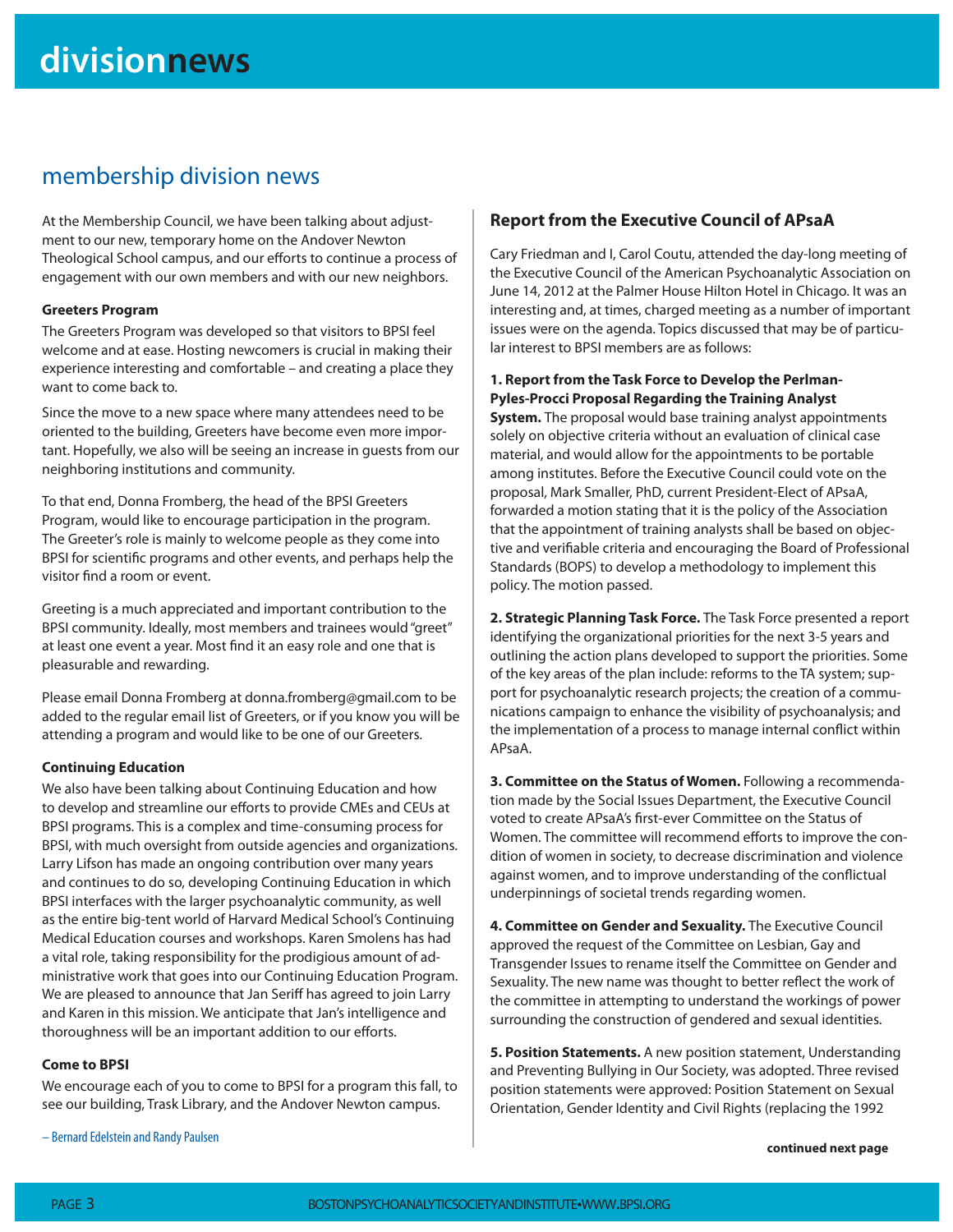# divisionnews

## membership division news

At the Membership Council, we have been talking about adjustment to our new, temporary home on the Andover Newton Theological School campus, and our efforts to continue a process of engagement with our own members and with our new neighbors.

**Greeters Program**

The Greeters Program was developed so that visitors to BPSI feel welcome and at ease. Hosting newcomers is crucial in making their experience interesting and comfortable – and creating a place they want to come back to.

Since the move to a new space where many attendees need to be oriented to the building, Greeters have become even more important. Hopefully, we also will be seeing an increase in guests from our neighboring institutions and community.

To that end, Donna Fromberg, the head of the BPSI Greeters Program, would like to encourage participation in the program. The Greeter's role is mainly to welcome people as they come into BPSI for scientific programs and other events, and perhaps help the visitor find a room or event.

Greeting is a much appreciated and important contribution to the BPSI community. Ideally, most members and trainees would "greet" at least one event a year. Most find it an easy role and one that is pleasurable and rewarding.

Please email Donna Fromberg at donna.fromberg@gmail.com to be added to the regular email list of Greeters, or if you know you will be attending a program and would like to be one of our Greeters.

**Continuing Education**

We also have been talking about Continuing Education and how to develop and streamline our efforts to provide CMEs and CEUs at BPSI programs. This is a complex and time-consuming process for BPSI, with much oversight from outside agencies and organizations. Larry Lifson has made an ongoing contribution over many years and continues to do so, developing Continuing Education in which BPSI interfaces with the larger psychoanalytic community, as well as the entire big-tent world of Harvard Medical School's Continuing Medical Education courses and workshops. Karen Smolens has had a vital role, taking responsibility for the prodigious amount of administrative work that goes into our Continuing Education Program. We are pleased to announce that Jan Seriff has agreed to join Larry and Karen in this mission. We anticipate that Jan's intelligence and thoroughness will be an important addition to our efforts.

**Come to BPSI**

We encourage each of you to come to BPSI for a program this fall, to see our building, Trask Library, and the Andover Newton campus.

– Bernard Edelstein and Randy Paulsen

### Report from the Executive Council of APsaA

Cary Friedman and I, Carol Coutu, attended the day-long meeting of the Executive Council of the American Psychoanalytic Association on June 14, 2012 at the Palmer House Hilton Hotel in Chicago. It was an interesting and, at times, charged meeting as a number of important issues were on the agenda. Topics discussed that may be of particular interest to BPSI members are as follows:

**1. Report from the Task Force to Develop the Perlman-Pyles-Procci Proposal Regarding the Training Analyst System.** The proposal would base training analyst appointments solely on objective criteria without an evaluation of clinical case material, and would allow for the appointments to be portable among institutes. Before the Executive Council could vote on the proposal, Mark Smaller, PhD, current President-Elect of APsaA, forwarded a motion stating that it is the policy of the Association that the appointment of training analysts shall be based on objective and verifiable criteria and encouraging the Board of Professional Standards (BOPS) to develop a methodology to implement this policy. The motion passed.

**2. Strategic Planning Task Force.** The Task Force presented a report identifying the organizational priorities for the next 3-5 years and outlining the action plans developed to support the priorities. Some of the key areas of the plan include: reforms to the TA system; support for psychoanalytic research projects; the creation of a communications campaign to enhance the visibility of psychoanalysis; and the implementation of a process to manage internal conflict within APsaA.

**3. Committee on the Status of Women.** Following a recommendation made by the Social Issues Department, the Executive Council voted to create APsaA's first-ever Committee on the Status of Women. The committee will recommend efforts to improve the condition of women in society, to decrease discrimination and violence against women, and to improve understanding of the conflictual underpinnings of societal trends regarding women.

**4. Committee on Gender and Sexuality.** The Executive Council approved the request of the Committee on Lesbian, Gay and Transgender Issues to rename itself the Committee on Gender and Sexuality. The new name was thought to better reflect the work of the committee in attempting to understand the workings of power surrounding the construction of gendered and sexual identities.

**5. Position Statements.** A new position statement, Understanding and Preventing Bullying in Our Society, was adopted. Three revised position statements were approved: Position Statement on Sexual Orientation, Gender Identity and Civil Rights (replacing the 1992

**continued next page**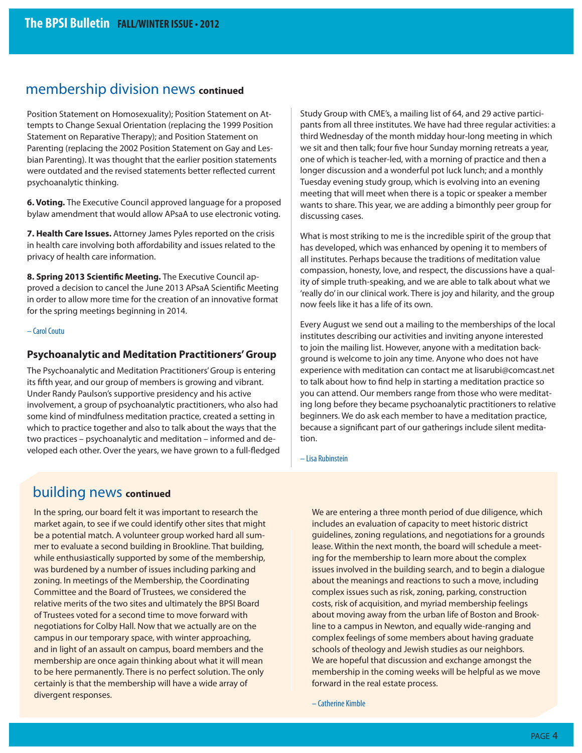## membership division news **continued**

Position Statement on Homosexuality); Position Statement on Attempts to Change Sexual Orientation (replacing the 1999 Position Statement on Reparative Therapy); and Position Statement on Parenting (replacing the 2002 Position Statement on Gay and Lesbian Parenting). It was thought that the earlier position statements were outdated and the revised statements better reflected current psychoanalytic thinking.

**6. Voting.** The Executive Council approved language for a proposed bylaw amendment that would allow APsaA to use electronic voting.

**7. Health Care Issues.** Attorney James Pyles reported on the crisis in health care involving both affordability and issues related to the privacy of health care information.

**8. Spring 2013 Scientific Meeting.** The Executive Council approved a decision to cancel the June 2013 APsaA Scientific Meeting in order to allow more time for the creation of an innovative format for the spring meetings beginning in 2014.

– Carol Coutu

### Psychoanalytic and Meditation Practitioners' Group

The Psychoanalytic and Meditation Practitioners' Group is entering its fifth year, and our group of members is growing and vibrant. Under Randy Paulson's supportive presidency and his active involvement, a group of psychoanalytic practitioners, who also had some kind of mindfulness meditation practice, created a setting in which to practice together and also to talk about the ways that the two practices – psychoanalytic and meditation – informed and developed each other. Over the years, we have grown to a full-fledged Study Group with CME's, a mailing list of 64, and 29 active participants from all three institutes. We have had three regular activities: a third Wednesday of the month midday hour-long meeting in which we sit and then talk; four five hour Sunday morning retreats a year, one of which is teacher-led, with a morning of practice and then a longer discussion and a wonderful pot luck lunch; and a monthly Tuesday evening study group, which is evolving into an evening meeting that will meet when there is a topic or speaker a member wants to share. This year, we are adding a bimonthly peer group for discussing cases.

What is most striking to me is the incredible spirit of the group that has developed, which was enhanced by opening it to members of all institutes. Perhaps because the traditions of meditation value compassion, honesty, love, and respect, the discussions have a quality of simple truth-speaking, and we are able to talk about what we 'really do' in our clinical work. There is joy and hilarity, and the group now feels like it has a life of its own.

Every August we send out a mailing to the memberships of the local institutes describing our activities and inviting anyone interested to join the mailing list. However, anyone with a meditation background is welcome to join any time. Anyone who does not have experience with meditation can contact me at lisarubi@comcast.net to talk about how to find help in starting a meditation practice so you can attend. Our members range from those who were meditating long before they became psychoanalytic practitioners to relative beginners. We do ask each member to have a meditation practice, because a significant part of our gatherings include silent meditation.

– Lisa Rubinstein

## building news **continued**

In the spring, our board felt it was important to research the market again, to see if we could identify other sites that might be a potential match. A volunteer group worked hard all summer to evaluate a second building in Brookline. That building, while enthusiastically supported by some of the membership, was burdened by a number of issues including parking and zoning. In meetings of the Membership, the Coordinating Committee and the Board of Trustees, we considered the relative merits of the two sites and ultimately the BPSI Board of Trustees voted for a second time to move forward with negotiations for Colby Hall. Now that we actually are on the campus in our temporary space, with winter approaching, and in light of an assault on campus, board members and the membership are once again thinking about what it will mean to be here permanently. There is no perfect solution. The only certainty is that the membership will have a wide array of divergent responses.

We are entering a three month period of due diligence, which includes an evaluation of capacity to meet historic district guidelines, zoning regulations, and negotiations for a grounds lease. Within the next month, the board will schedule a meeting for the membership to learn more about the complex issues involved in the building search, and to begin a dialogue about the meanings and reactions to such a move, including complex issues such as risk, zoning, parking, construction costs, risk of acquisition, and myriad membership feelings about moving away from the urban life of Boston and Brookline to a campus in Newton, and equally wide-ranging and complex feelings of some members about having graduate schools of theology and Jewish studies as our neighbors. We are hopeful that discussion and exchange amongst the membership in the coming weeks will be helpful as we move forward in the real estate process.

– Catherine Kimble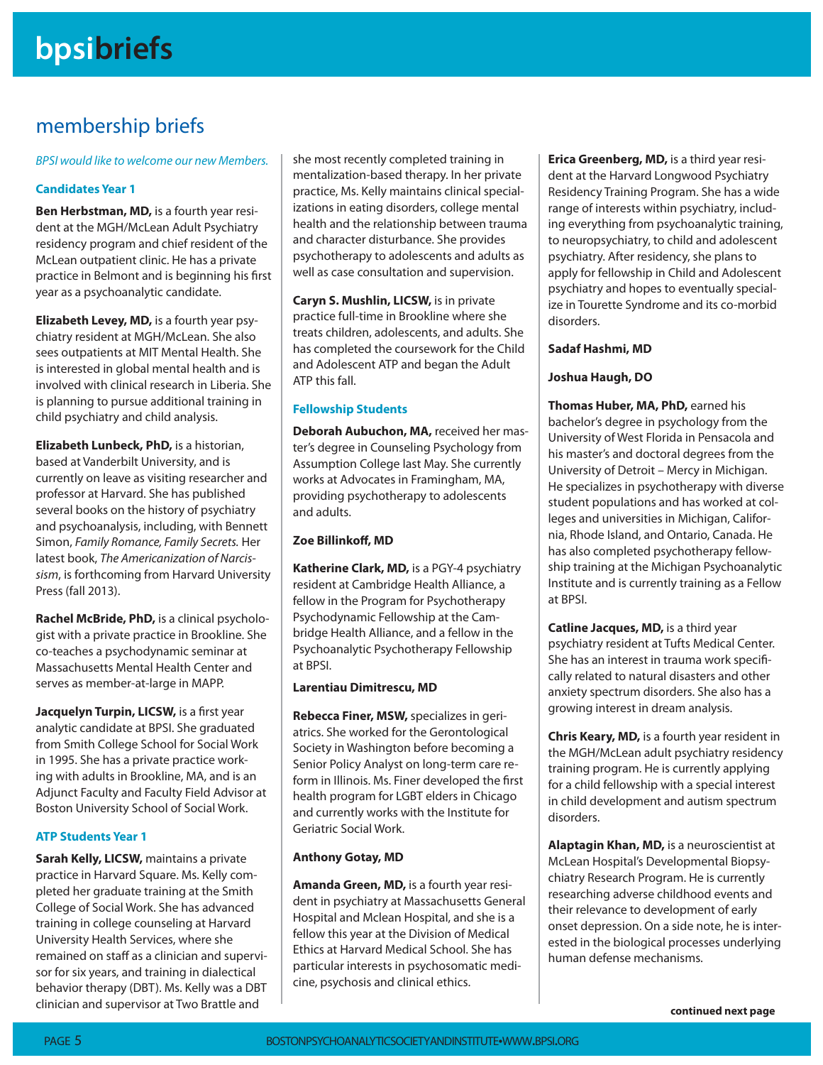# bpsibriefs

## membership briefs

*BPSI would like to welcome our new Members.*

### Candidates Year 1

**Ben Herbstman, MD,** is a fourth year resident at the MGH/McLean Adult Psychiatry residency program and chief resident of the McLean outpatient clinic. He has a private practice in Belmont and is beginning his first year as a psychoanalytic candidate.

**Elizabeth Levey, MD,** is a fourth year psychiatry resident at MGH/McLean. She also sees outpatients at MIT Mental Health. She is interested in global mental health and is involved with clinical research in Liberia. She is planning to pursue additional training in child psychiatry and child analysis.

**Elizabeth Lunbeck, PhD,** is a historian, based at Vanderbilt University, and is currently on leave as visiting researcher and professor at Harvard. She has published several books on the history of psychiatry and psychoanalysis, including, with Bennett Simon, *Family Romance, Family Secrets.* Her latest book, *The Americanization of Narcissism*, is forthcoming from Harvard University Press (fall 2013).

**Rachel McBride, PhD,** is a clinical psychologist with a private practice in Brookline. She co-teaches a psychodynamic seminar at Massachusetts Mental Health Center and serves as member-at-large in MAPP.

**Jacquelyn Turpin, LICSW,** is a first year analytic candidate at BPSI. She graduated from Smith College School for Social Work in 1995. She has a private practice working with adults in Brookline, MA, and is an Adjunct Faculty and Faculty Field Advisor at Boston University School of Social Work.

### ATP Students Year 1

**Sarah Kelly, LICSW,** maintains a private practice in Harvard Square. Ms. Kelly completed her graduate training at the Smith College of Social Work. She has advanced training in college counseling at Harvard University Health Services, where she remained on staff as a clinician and supervisor for six years, and training in dialectical behavior therapy (DBT). Ms. Kelly was a DBT clinician and supervisor at Two Brattle and she most recently completed training in mentalization-based therapy. In her private practice, Ms. Kelly maintains clinical specializations in eating disorders, college mental health and the relationship between trauma and character disturbance. She provides psychotherapy to adolescents and adults as well as case consultation and supervision.

**Caryn S. Mushlin, LICSW,** is in private practice full-time in Brookline where she treats children, adolescents, and adults. She has completed the coursework for the Child and Adolescent ATP and began the Adult ATP this fall.

### Fellowship Students

**Deborah Aubuchon, MA,** received her master's degree in Counseling Psychology from Assumption College last May. She currently works at Advocates in Framingham, MA, providing psychotherapy to adolescents and adults.

**Zoe Billinkoff, MD**

**Katherine Clark, MD,** is a PGY-4 psychiatry resident at Cambridge Health Alliance, a fellow in the Program for Psychotherapy Psychodynamic Fellowship at the Cambridge Health Alliance, and a fellow in the Psychoanalytic Psychotherapy Fellowship at BPSI.

**Larentiau Dimitrescu, MD**

**Rebecca Finer, MSW,** specializes in geriatrics. She worked for the Gerontological Society in Washington before becoming a Senior Policy Analyst on long-term care reform in Illinois. Ms. Finer developed the first health program for LGBT elders in Chicago and currently works with the Institute for Geriatric Social Work.

**Anthony Gotay, MD**

**Amanda Green, MD,** is a fourth year resident in psychiatry at Massachusetts General Hospital and Mclean Hospital, and she is a fellow this year at the Division of Medical Ethics at Harvard Medical School. She has particular interests in psychosomatic medicine, psychosis and clinical ethics.

**Erica Greenberg, MD,** is a third year resident at the Harvard Longwood Psychiatry Residency Training Program. She has a wide range of interests within psychiatry, including everything from psychoanalytic training, to neuropsychiatry, to child and adolescent psychiatry. After residency, she plans to apply for fellowship in Child and Adolescent psychiatry and hopes to eventually specialize in Tourette Syndrome and its co-morbid disorders.

**Sadaf Hashmi, MD**

**Joshua Haugh, DO**

**Thomas Huber, MA, PhD,** earned his bachelor's degree in psychology from the University of West Florida in Pensacola and his master's and doctoral degrees from the University of Detroit – Mercy in Michigan. He specializes in psychotherapy with diverse student populations and has worked at colleges and universities in Michigan, California, Rhode Island, and Ontario, Canada. He has also completed psychotherapy fellowship training at the Michigan Psychoanalytic Institute and is currently training as a Fellow at BPSI.

**Catline Jacques, MD,** is a third year psychiatry resident at Tufts Medical Center. She has an interest in trauma work specifically related to natural disasters and other anxiety spectrum disorders. She also has a growing interest in dream analysis.

**Chris Keary, MD,** is a fourth year resident in the MGH/McLean adult psychiatry residency training program. He is currently applying for a child fellowship with a special interest in child development and autism spectrum disorders.

**Alaptagin Khan, MD,** is a neuroscientist at McLean Hospital's Developmental Biopsychiatry Research Program. He is currently researching adverse childhood events and their relevance to development of early onset depression. On a side note, he is interested in the biological processes underlying human defense mechanisms.

**continued next page**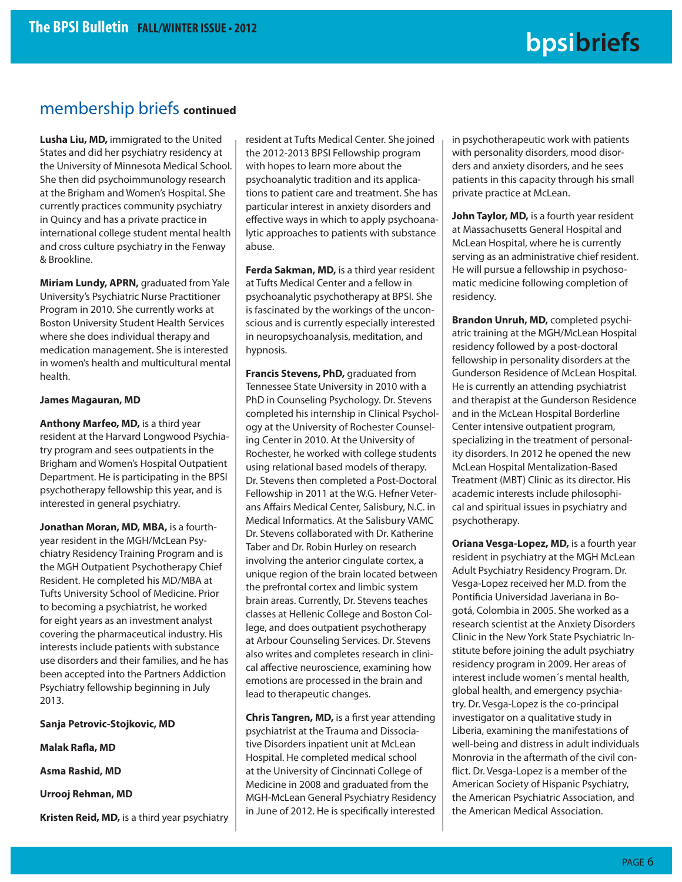## membership briefs **continued**

**Lusha Liu, MD,** immigrated to the United States and did her psychiatry residency at the University of Minnesota Medical School. She then did psychoimmunology research at the Brigham and Women's Hospital. She currently practices community psychiatry in Quincy and has a private practice in international college student mental health and cross culture psychiatry in the Fenway & Brookline.

**Miriam Lundy, APRN,** graduated from Yale University's Psychiatric Nurse Practitioner Program in 2010. She currently works at Boston University Student Health Services where she does individual therapy and medication management. She is interested in women's health and multicultural mental health.

**James Magauran, MD**

**Anthony Marfeo, MD,** is a third year resident at the Harvard Longwood Psychiatry program and sees outpatients in the Brigham and Women's Hospital Outpatient Department. He is participating in the BPSI psychotherapy fellowship this year, and is interested in general psychiatry.

**Jonathan Moran, MD, MBA,** is a fourth-year resident in the MGH/McLean Psychiatry Residency Training Program and is the MGH Outpatient Psychotherapy Chief Resident. He completed his MD/MBA at Tufts University School of Medicine. Prior to becoming a psychiatrist, he worked for eight years as an investment analyst covering the pharmaceutical industry. His interests include patients with substance use disorders and their families, and he has been accepted into the Partners Addiction Psychiatry fellowship beginning in July 2013.

**Sanja Petrovic-Stojkovic, MD**

**Malak Rafla, MD**

**Asma Rashid, MD**

**Urrooj Rehman, MD**

**Kristen Reid, MD,** is a third year psychiatry resident at Tufts Medical Center. She joined the 2012-2013 BPSI Fellowship program with hopes to learn more about the psychoanalytic tradition and its applications to patient care and treatment. She has particular interest in anxiety disorders and effective ways in which to apply psychoanalytic approaches to patients with substance abuse.

**Ferda Sakman, MD,** is a third year resident at Tufts Medical Center and a fellow in psychoanalytic psychotherapy at BPSI. She is fascinated by the workings of the unconscious and is currently especially interested in neuropsychoanalysis, meditation, and hypnosis.

**Francis Stevens, PhD,** graduated from Tennessee State University in 2010 with a PhD in Counseling Psychology. Dr. Stevens completed his internship in Clinical Psychology at the University of Rochester Counseling Center in 2010. At the University of Rochester, he worked with college students using relational based models of therapy. Dr. Stevens then completed a Post-Doctoral Fellowship in 2011 at the W.G. Hefner Veterans Affairs Medical Center, Salisbury, N.C. in Medical Informatics. At the Salisbury VAMC Dr. Stevens collaborated with Dr. Katherine Taber and Dr. Robin Hurley on research involving the anterior cingulate cortex, a unique region of the brain located between the prefrontal cortex and limbic system brain areas. Currently, Dr. Stevens teaches classes at Hellenic College and Boston College, and does outpatient psychotherapy at Arbour Counseling Services. Dr. Stevens also writes and completes research in clinical affective neuroscience, examining how emotions are processed in the brain and lead to therapeutic changes.

**Chris Tangren, MD,** is a first year attending psychiatrist at the Trauma and Dissociative Disorders inpatient unit at McLean Hospital. He completed medical school at the University of Cincinnati College of Medicine in 2008 and graduated from the MGH-McLean General Psychiatry Residency in June of 2012. He is specifically interested in psychotherapeutic work with patients with personality disorders, mood disorders and anxiety disorders, and he sees patients in this capacity through his small private practice at McLean.

**John Taylor, MD,** is a fourth year resident at Massachusetts General Hospital and McLean Hospital, where he is currently serving as an administrative chief resident. He will pursue a fellowship in psychosomatic medicine following completion of residency.

**Brandon Unruh, MD,** completed psychiatric training at the MGH/McLean Hospital residency followed by a post-doctoral fellowship in personality disorders at the Gunderson Residence of McLean Hospital. He is currently an attending psychiatrist and therapist at the Gunderson Residence and in the McLean Hospital Borderline Center intensive outpatient program, specializing in the treatment of personality disorders. In 2012 he opened the new McLean Hospital Mentalization-Based Treatment (MBT) Clinic as its director. His academic interests include philosophical and spiritual issues in psychiatry and psychotherapy.

**Oriana Vesga-Lopez, MD,** is a fourth year resident in psychiatry at the MGH McLean Adult Psychiatry Residency Program. Dr. Vesga-Lopez received her M.D. from the Pontificia Universidad Javeriana in Bogotá, Colombia in 2005. She worked as a research scientist at the Anxiety Disorders Clinic in the New York State Psychiatric Institute before joining the adult psychiatry residency program in 2009. Her areas of interest include women´s mental health, global health, and emergency psychiatry. Dr. Vesga-Lopez is the co-principal investigator on a qualitative study in Liberia, examining the manifestations of well-being and distress in adult individuals Monrovia in the aftermath of the civil conflict. Dr. Vesga-Lopez is a member of the American Society of Hispanic Psychiatry, the American Psychiatric Association, and the American Medical Association.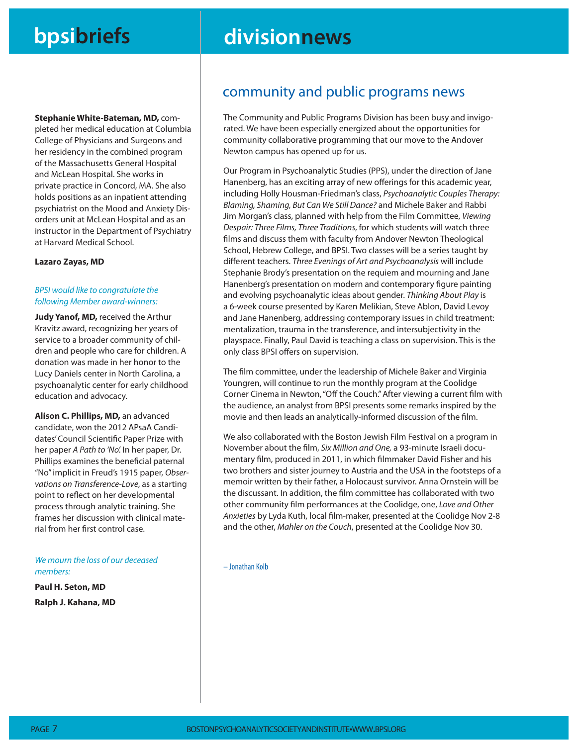# bpsibriefs

**Stephanie White-Bateman, MD,** completed her medical education at Columbia College of Physicians and Surgeons and her residency in the combined program of the Massachusetts General Hospital and McLean Hospital. She works in private practice in Concord, MA. She also holds positions as an inpatient attending psychiatrist on the Mood and Anxiety Disorders unit at McLean Hospital and as an instructor in the Department of Psychiatry at Harvard Medical School.

**Lazaro Zayas, MD**

*BPSI would like to congratulate the following Member award-winners:*

**Judy Yanof, MD,** received the Arthur Kravitz award, recognizing her years of service to a broader community of children and people who care for children. A donation was made in her honor to the Lucy Daniels center in North Carolina, a psychoanalytic center for early childhood education and advocacy.

**Alison C. Phillips, MD,** an advanced candidate, won the 2012 APsaA Candidates' Council Scientific Paper Prize with her paper *A Path to 'No'.* In her paper, Dr. Phillips examines the beneficial paternal "No" implicit in Freud's 1915 paper, *Observations on Transference-Love*, as a starting point to reflect on her developmental process through analytic training. She frames her discussion with clinical material from her first control case.

*We mourn the loss of our deceased members:*

**Paul H. Seton, MD**

**Ralph J. Kahana, MD**

# divisionnews

## community and public programs news

The Community and Public Programs Division has been busy and invigorated. We have been especially energized about the opportunities for community collaborative programming that our move to the Andover Newton campus has opened up for us.

Our Program in Psychoanalytic Studies (PPS), under the direction of Jane Hanenberg, has an exciting array of new offerings for this academic year, including Holly Housman-Friedman's class, *Psychoanalytic Couples Therapy: Blaming, Shaming, But Can We Still Dance?* and Michele Baker and Rabbi Jim Morgan's class, planned with help from the Film Committee, *Viewing Despair: Three Films, Three Traditions*, for which students will watch three films and discuss them with faculty from Andover Newton Theological School, Hebrew College, and BPSI. Two classes will be a series taught by different teachers. *Three Evenings of Art and Psychoanalysis* will include Stephanie Brody's presentation on the requiem and mourning and Jane Hanenberg's presentation on modern and contemporary figure painting and evolving psychoanalytic ideas about gender. *Thinking About Play* is a 6-week course presented by Karen Melikian, Steve Ablon, David Levoy and Jane Hanenberg, addressing contemporary issues in child treatment: mentalization, trauma in the transference, and intersubjectivity in the playspace. Finally, Paul David is teaching a class on supervision. This is the only class BPSI offers on supervision.

The film committee, under the leadership of Michele Baker and Virginia Youngren, will continue to run the monthly program at the Coolidge Corner Cinema in Newton, "Off the Couch." After viewing a current film with the audience, an analyst from BPSI presents some remarks inspired by the movie and then leads an analytically-informed discussion of the film.

We also collaborated with the Boston Jewish Film Festival on a program in November about the film, *Six Million and One,* a 93-minute Israeli documentary film, produced in 2011, in which filmmaker David Fisher and his two brothers and sister journey to Austria and the USA in the footsteps of a memoir written by their father, a Holocaust survivor. Anna Ornstein will be the discussant. In addition, the film committee has collaborated with two other community film performances at the Coolidge, one, *Love and Other Anxieties* by Lyda Kuth, local film-maker, presented at the Coolidge Nov 2-8 and the other, *Mahler on the Couch*, presented at the Coolidge Nov 30.

– Jonathan Kolb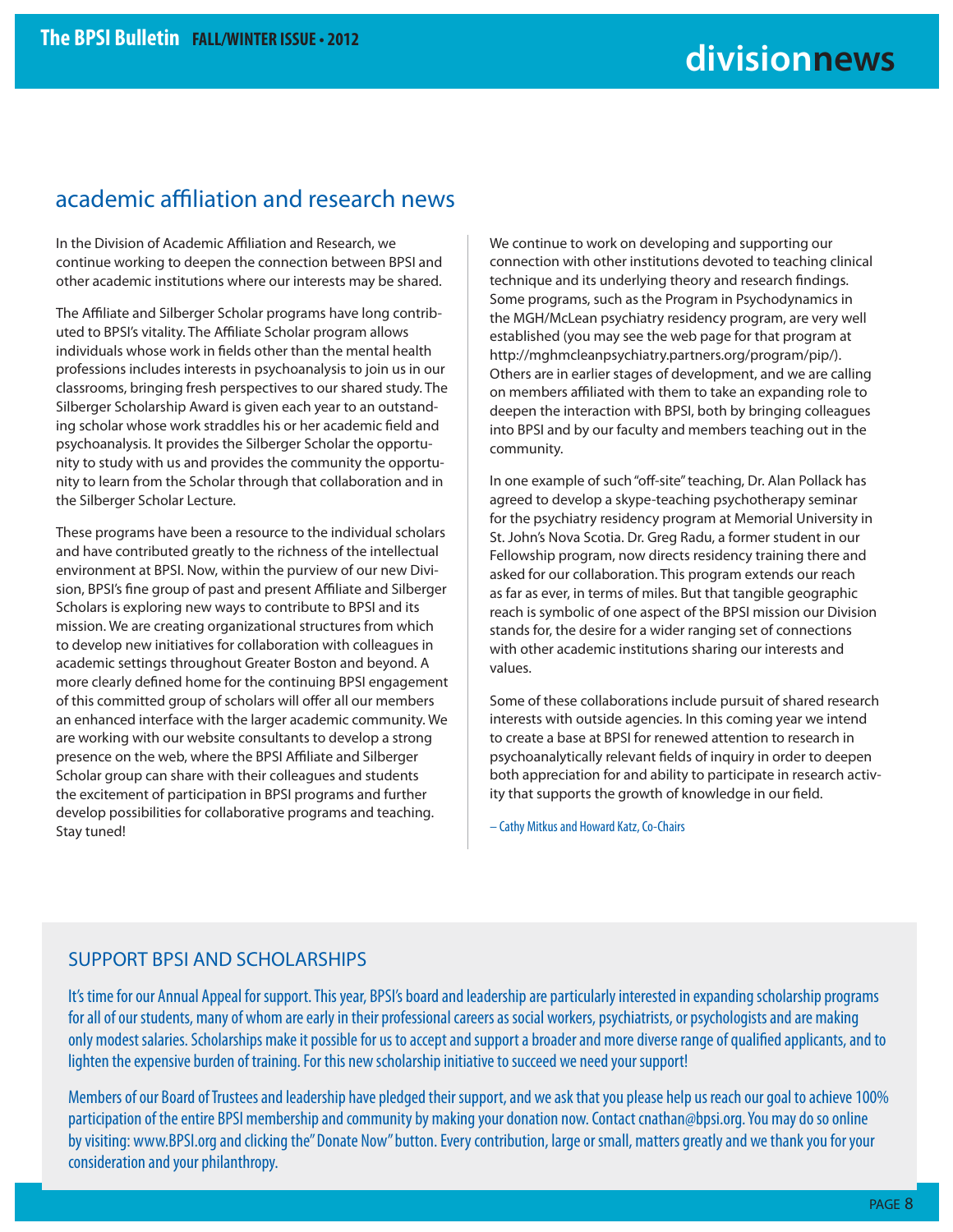## academic affiliation and research news

In the Division of Academic Affiliation and Research, we continue working to deepen the connection between BPSI and other academic institutions where our interests may be shared.

The Affiliate and Silberger Scholar programs have long contributed to BPSI's vitality. The Affiliate Scholar program allows individuals whose work in fields other than the mental health professions includes interests in psychoanalysis to join us in our classrooms, bringing fresh perspectives to our shared study. The Silberger Scholarship Award is given each year to an outstanding scholar whose work straddles his or her academic field and psychoanalysis. It provides the Silberger Scholar the opportunity to study with us and provides the community the opportunity to learn from the Scholar through that collaboration and in the Silberger Scholar Lecture.

These programs have been a resource to the individual scholars and have contributed greatly to the richness of the intellectual environment at BPSI. Now, within the purview of our new Division, BPSI's fine group of past and present Affiliate and Silberger Scholars is exploring new ways to contribute to BPSI and its mission. We are creating organizational structures from which to develop new initiatives for collaboration with colleagues in academic settings throughout Greater Boston and beyond. A more clearly defined home for the continuing BPSI engagement of this committed group of scholars will offer all our members an enhanced interface with the larger academic community. We are working with our website consultants to develop a strong presence on the web, where the BPSI Affiliate and Silberger Scholar group can share with their colleagues and students the excitement of participation in BPSI programs and further develop possibilities for collaborative programs and teaching. Stay tuned!

We continue to work on developing and supporting our connection with other institutions devoted to teaching clinical technique and its underlying theory and research findings. Some programs, such as the Program in Psychodynamics in the MGH/McLean psychiatry residency program, are very well established (you may see the web page for that program at http://mghmcleanpsychiatry.partners.org/program/pip/). Others are in earlier stages of development, and we are calling on members affiliated with them to take an expanding role to deepen the interaction with BPSI, both by bringing colleagues into BPSI and by our faculty and members teaching out in the community.

In one example of such "off-site" teaching, Dr. Alan Pollack has agreed to develop a skype-teaching psychotherapy seminar for the psychiatry residency program at Memorial University in St. John's Nova Scotia. Dr. Greg Radu, a former student in our Fellowship program, now directs residency training there and asked for our collaboration. This program extends our reach as far as ever, in terms of miles. But that tangible geographic reach is symbolic of one aspect of the BPSI mission our Division stands for, the desire for a wider ranging set of connections with other academic institutions sharing our interests and values.

Some of these collaborations include pursuit of shared research interests with outside agencies. In this coming year we intend to create a base at BPSI for renewed attention to research in psychoanalytically relevant fields of inquiry in order to deepen both appreciation for and ability to participate in research activity that supports the growth of knowledge in our field.

– Cathy Mitkus and Howard Katz, Co-Chairs

## SUPPORT BPSI AND SCHOLARSHIPS

It's time for our Annual Appeal for support. This year, BPSI's board and leadership are particularly interested in expanding scholarship programs for all of our students, many of whom are early in their professional careers as social workers, psychiatrists, or psychologists and are making only modest salaries. Scholarships make it possible for us to accept and support a broader and more diverse range of qualified applicants, and to lighten the expensive burden of training. For this new scholarship initiative to succeed we need your support!

Members of our Board of Trustees and leadership have pledged their support, and we ask that you please help us reach our goal to achieve 100% participation of the entire BPSI membership and community by making your donation now. Contact cnathan@bpsi.org. You may do so online by visiting: www.BPSI.org and clicking the" Donate Now" button. Every contribution, large or small, matters greatly and we thank you for your consideration and your philanthropy.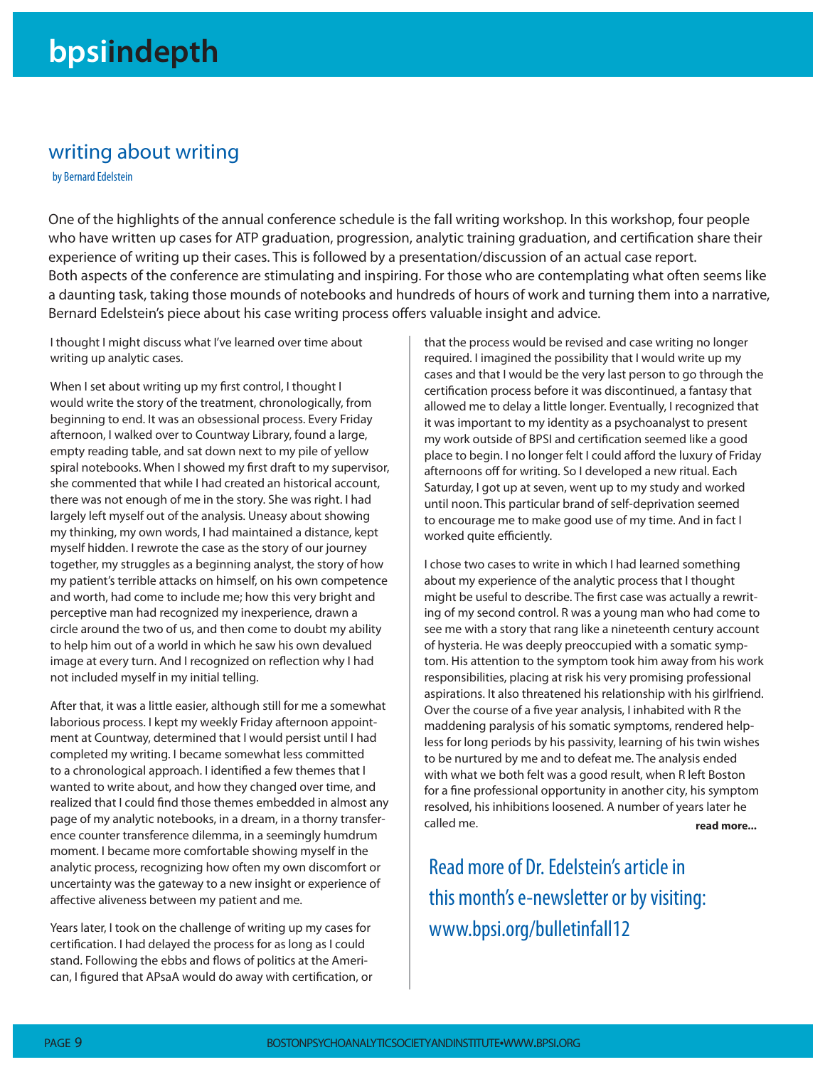# bpsiindepth

## writing about writing

by Bernard Edelstein

One of the highlights of the annual conference schedule is the fall writing workshop. In this workshop, four people who have written up cases for ATP graduation, progression, analytic training graduation, and certification share their experience of writing up their cases. This is followed by a presentation/discussion of an actual case report. Both aspects of the conference are stimulating and inspiring. For those who are contemplating what often seems like a daunting task, taking those mounds of notebooks and hundreds of hours of work and turning them into a narrative, Bernard Edelstein's piece about his case writing process offers valuable insight and advice.

I thought I might discuss what I've learned over time about writing up analytic cases.

When I set about writing up my first control, I thought I would write the story of the treatment, chronologically, from beginning to end. It was an obsessional process. Every Friday afternoon, I walked over to Countway Library, found a large, empty reading table, and sat down next to my pile of yellow spiral notebooks. When I showed my first draft to my supervisor, she commented that while I had created an historical account, there was not enough of me in the story. She was right. I had largely left myself out of the analysis. Uneasy about showing my thinking, my own words, I had maintained a distance, kept myself hidden. I rewrote the case as the story of our journey together, my struggles as a beginning analyst, the story of how my patient's terrible attacks on himself, on his own competence and worth, had come to include me; how this very bright and perceptive man had recognized my inexperience, drawn a circle around the two of us, and then come to doubt my ability to help him out of a world in which he saw his own devalued image at every turn. And I recognized on reflection why I had not included myself in my initial telling.

After that, it was a little easier, although still for me a somewhat laborious process. I kept my weekly Friday afternoon appointment at Countway, determined that I would persist until I had completed my writing. I became somewhat less committed to a chronological approach. I identified a few themes that I wanted to write about, and how they changed over time, and realized that I could find those themes embedded in almost any page of my analytic notebooks, in a dream, in a thorny transference counter transference dilemma, in a seemingly humdrum moment. I became more comfortable showing myself in the analytic process, recognizing how often my own discomfort or uncertainty was the gateway to a new insight or experience of affective aliveness between my patient and me.

Years later, I took on the challenge of writing up my cases for certification. I had delayed the process for as long as I could stand. Following the ebbs and flows of politics at the American, I figured that APsaA would do away with certification, or that the process would be revised and case writing no longer required. I imagined the possibility that I would write up my cases and that I would be the very last person to go through the certification process before it was discontinued, a fantasy that allowed me to delay a little longer. Eventually, I recognized that it was important to my identity as a psychoanalyst to present my work outside of BPSI and certification seemed like a good place to begin. I no longer felt I could afford the luxury of Friday afternoons off for writing. So I developed a new ritual. Each Saturday, I got up at seven, went up to my study and worked until noon. This particular brand of self-deprivation seemed to encourage me to make good use of my time. And in fact I worked quite efficiently.

I chose two cases to write in which I had learned something about my experience of the analytic process that I thought might be useful to describe. The first case was actually a rewriting of my second control. R was a young man who had come to see me with a story that rang like a nineteenth century account of hysteria. He was deeply preoccupied with a somatic symptom. His attention to the symptom took him away from his work responsibilities, placing at risk his very promising professional aspirations. It also threatened his relationship with his girlfriend. Over the course of a five year analysis, I inhabited with R the maddening paralysis of his somatic symptoms, rendered helpless for long periods by his passivity, learning of his twin wishes to be nurtured by me and to defeat me. The analysis ended with what we both felt was a good result, when R left Boston for a fine professional opportunity in another city, his symptom resolved, his inhibitions loosened. A number of years later he called me. **read more...**

Read more of Dr. Edelstein's article in this month's e-newsletter or by visiting: www.bpsi.org/bulletinfall12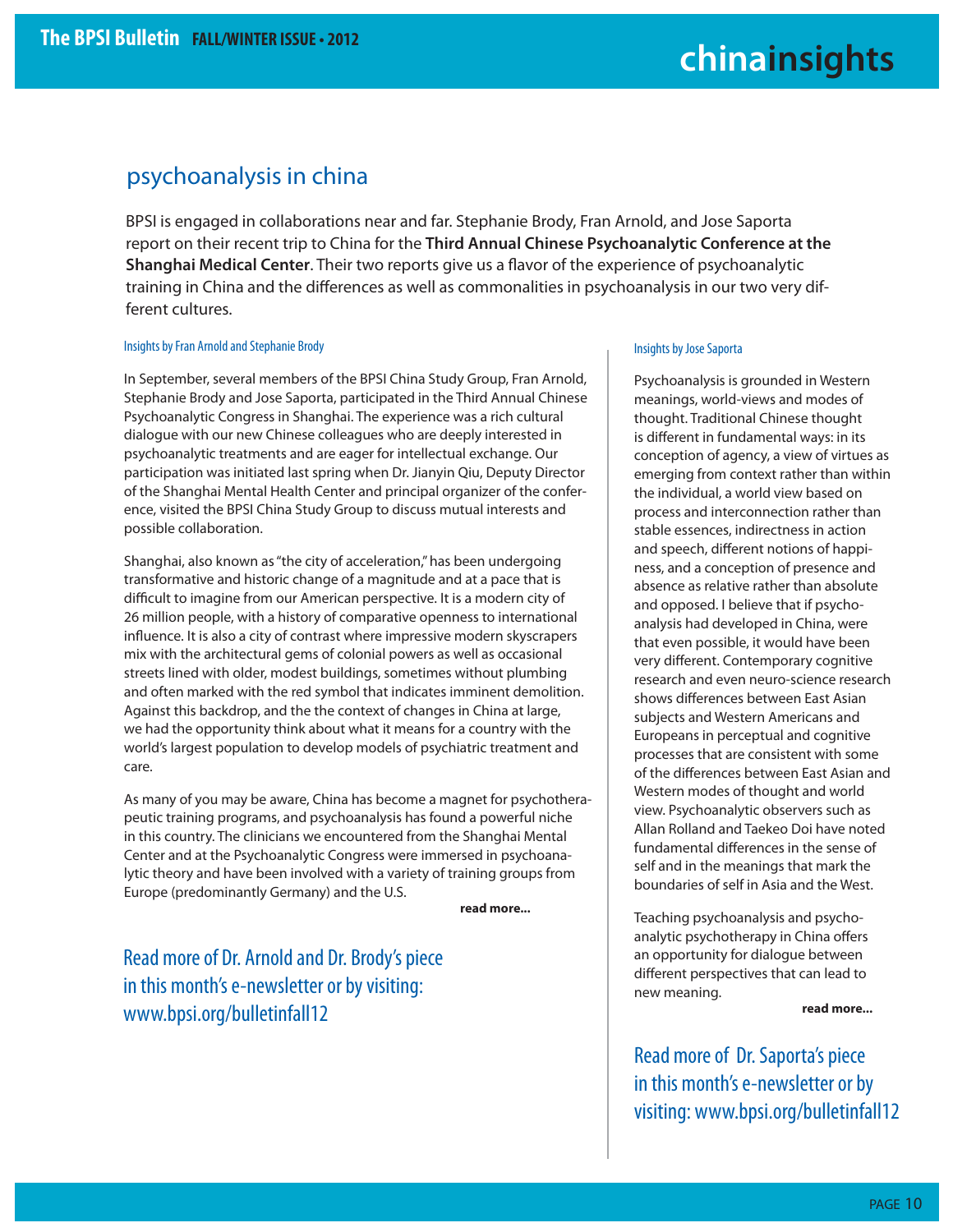# china insights

## psychoanalysis in china

BPSI is engaged in collaborations near and far. Stephanie Brody, Fran Arnold, and Jose Saporta report on their recent trip to China for the **Third Annual Chinese Psychoanalytic Conference at the Shanghai Medical Center**. Their two reports give us a flavor of the experience of psychoanalytic training in China and the differences as well as commonalities in psychoanalysis in our two very different cultures.

### Insights by Fran Arnold and Stephanie Brody

In September, several members of the BPSI China Study Group, Fran Arnold, Stephanie Brody and Jose Saporta, participated in the Third Annual Chinese Psychoanalytic Congress in Shanghai. The experience was a rich cultural dialogue with our new Chinese colleagues who are deeply interested in psychoanalytic treatments and are eager for intellectual exchange. Our participation was initiated last spring when Dr. Jianyin Qiu, Deputy Director of the Shanghai Mental Health Center and principal organizer of the conference, visited the BPSI China Study Group to discuss mutual interests and possible collaboration.

Shanghai, also known as "the city of acceleration," has been undergoing transformative and historic change of a magnitude and at a pace that is difficult to imagine from our American perspective. It is a modern city of 26 million people, with a history of comparative openness to international influence. It is also a city of contrast where impressive modern skyscrapers mix with the architectural gems of colonial powers as well as occasional streets lined with older, modest buildings, sometimes without plumbing and often marked with the red symbol that indicates imminent demolition. Against this backdrop, and the the context of changes in China at large, we had the opportunity think about what it means for a country with the world's largest population to develop models of psychiatric treatment and care.

As many of you may be aware, China has become a magnet for psychotherapeutic training programs, and psychoanalysis has found a powerful niche in this country. The clinicians we encountered from the Shanghai Mental Center and at the Psychoanalytic Congress were immersed in psychoanalytic theory and have been involved with a variety of training groups from Europe (predominantly Germany) and the U.S.

**read more...**

Read more of Dr. Arnold and Dr. Brody's piece in this month's e-newsletter or by visiting: www.bpsi.org/bulletinfall12

### Insights by Jose Saporta

Psychoanalysis is grounded in Western meanings, world-views and modes of thought. Traditional Chinese thought is different in fundamental ways: in its conception of agency, a view of virtues as emerging from context rather than within the individual, a world view based on process and interconnection rather than stable essences, indirectness in action and speech, different notions of happiness, and a conception of presence and absence as relative rather than absolute and opposed. I believe that if psychoanalysis had developed in China, were that even possible, it would have been very different. Contemporary cognitive research and even neuro-science research shows differences between East Asian subjects and Western Americans and Europeans in perceptual and cognitive processes that are consistent with some of the differences between East Asian and Western modes of thought and world view. Psychoanalytic observers such as Allan Rolland and Taekeo Doi have noted fundamental differences in the sense of self and in the meanings that mark the boundaries of self in Asia and the West.

Teaching psychoanalysis and psychoanalytic psychotherapy in China offers an opportunity for dialogue between different perspectives that can lead to new meaning.

**read more...**

Read more of Dr. Saporta's piece in this month's e-newsletter or by visiting: www.bpsi.org/bulletinfall12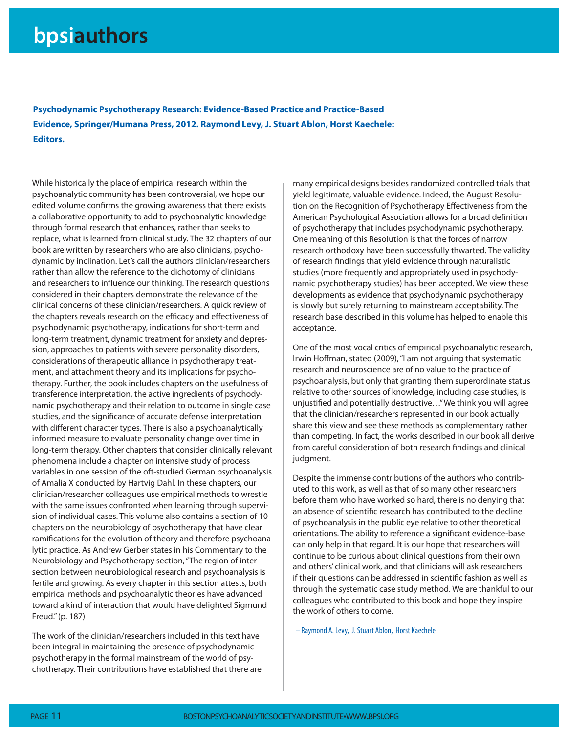# bpsiauthors

**Psychodynamic Psychotherapy Research: Evidence-Based Practice and Practice-Based Evidence, Springer/Humana Press, 2012. Raymond Levy, J. Stuart Ablon, Horst Kaechele: Editors.**

While historically the place of empirical research within the psychoanalytic community has been controversial, we hope our edited volume confirms the growing awareness that there exists a collaborative opportunity to add to psychoanalytic knowledge through formal research that enhances, rather than seeks to replace, what is learned from clinical study. The 32 chapters of our book are written by researchers who are also clinicians, psychodynamic by inclination. Let's call the authors clinician/researchers rather than allow the reference to the dichotomy of clinicians and researchers to influence our thinking. The research questions considered in their chapters demonstrate the relevance of the clinical concerns of these clinician/researchers. A quick review of the chapters reveals research on the efficacy and effectiveness of psychodynamic psychotherapy, indications for short-term and long-term treatment, dynamic treatment for anxiety and depression, approaches to patients with severe personality disorders, considerations of therapeutic alliance in psychotherapy treatment, and attachment theory and its implications for psychotherapy. Further, the book includes chapters on the usefulness of transference interpretation, the active ingredients of psychodynamic psychotherapy and their relation to outcome in single case studies, and the significance of accurate defense interpretation with different character types. There is also a psychoanalytically informed measure to evaluate personality change over time in long-term therapy. Other chapters that consider clinically relevant phenomena include a chapter on intensive study of process variables in one session of the oft-studied German psychoanalysis of Amalia X conducted by Hartvig Dahl. In these chapters, our clinician/researcher colleagues use empirical methods to wrestle with the same issues confronted when learning through supervision of individual cases. This volume also contains a section of 10 chapters on the neurobiology of psychotherapy that have clear ramifications for the evolution of theory and therefore psychoanalytic practice. As Andrew Gerber states in his Commentary to the Neurobiology and Psychotherapy section, "The region of intersection between neurobiological research and psychoanalysis is fertile and growing. As every chapter in this section attests, both empirical methods and psychoanalytic theories have advanced toward a kind of interaction that would have delighted Sigmund Freud." (p. 187)

The work of the clinician/researchers included in this text have been integral in maintaining the presence of psychodynamic psychotherapy in the formal mainstream of the world of psychotherapy. Their contributions have established that there are many empirical designs besides randomized controlled trials that yield legitimate, valuable evidence. Indeed, the August Resolution on the Recognition of Psychotherapy Effectiveness from the American Psychological Association allows for a broad definition of psychotherapy that includes psychodynamic psychotherapy. One meaning of this Resolution is that the forces of narrow research orthodoxy have been successfully thwarted. The validity of research findings that yield evidence through naturalistic studies (more frequently and appropriately used in psychodynamic psychotherapy studies) has been accepted. We view these developments as evidence that psychodynamic psychotherapy is slowly but surely returning to mainstream acceptability. The research base described in this volume has helped to enable this acceptance.

One of the most vocal critics of empirical psychoanalytic research, Irwin Hoffman, stated (2009), "I am not arguing that systematic research and neuroscience are of no value to the practice of psychoanalysis, but only that granting them superordinate status relative to other sources of knowledge, including case studies, is unjustified and potentially destructive…" We think you will agree that the clinician/researchers represented in our book actually share this view and see these methods as complementary rather than competing. In fact, the works described in our book all derive from careful consideration of both research findings and clinical judgment.

Despite the immense contributions of the authors who contributed to this work, as well as that of so many other researchers before them who have worked so hard, there is no denying that an absence of scientific research has contributed to the decline of psychoanalysis in the public eye relative to other theoretical orientations. The ability to reference a significant evidence-base can only help in that regard. It is our hope that researchers will continue to be curious about clinical questions from their own and others' clinical work, and that clinicians will ask researchers if their questions can be addressed in scientific fashion as well as through the systematic case study method. We are thankful to our colleagues who contributed to this book and hope they inspire the work of others to come.

– Raymond A. Levy, J. Stuart Ablon, Horst Kaechele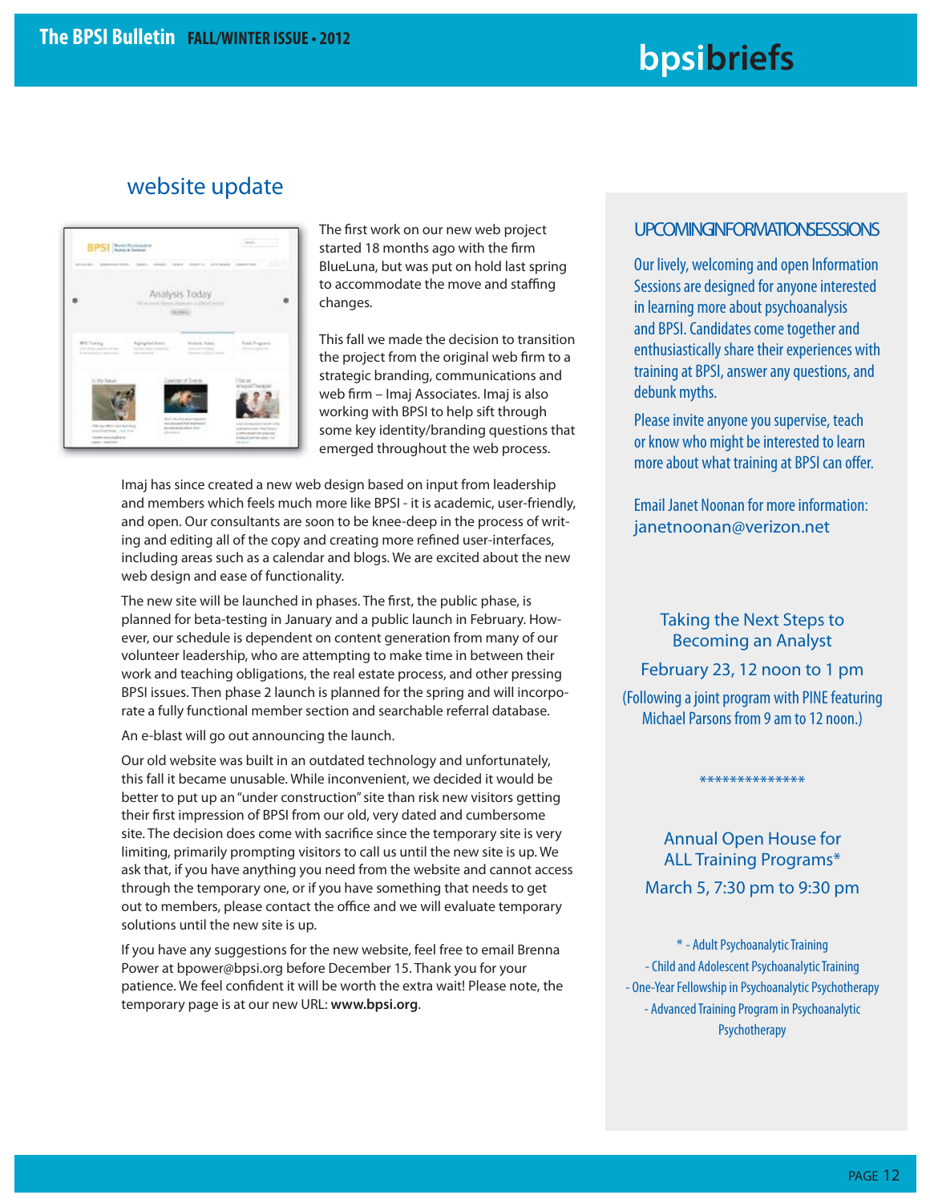## bpsibriefs

### website update

The first work on our new web project started 18 months ago with the firm BlueLuna, but was put on hold last spring to accommodate the move and staffing changes.

This fall we made the decision to transition the project from the original web firm to a strategic branding, communications and web firm – Imaj Associates. Imaj is also working with BPSI to help sift through some key identity/branding questions that emerged throughout the web process.

Imaj has since created a new web design based on input from leadership and members which feels much more like BPSI - it is academic, user-friendly, and open. Our consultants are soon to be knee-deep in the process of writing and editing all of the copy and creating more refined user-interfaces, including areas such as a calendar and blogs. We are excited about the new web design and ease of functionality.

The new site will be launched in phases. The first, the public phase, is planned for beta-testing in January and a public launch in February. However, our schedule is dependent on content generation from many of our volunteer leadership, who are attempting to make time in between their work and teaching obligations, the real estate process, and other pressing BPSI issues. Then phase 2 launch is planned for the spring and will incorporate a fully functional member section and searchable referral database.

An e-blast will go out announcing the launch.

Our old website was built in an outdated technology and unfortunately, this fall it became unusable. While inconvenient, we decided it would be better to put up an "under construction" site than risk new visitors getting their first impression of BPSI from our old, very dated and cumbersome site. The decision does come with sacrifice since the temporary site is very limiting, primarily prompting visitors to call us until the new site is up. We ask that, if you have anything you need from the website and cannot access through the temporary one, or if you have something that needs to get out to members, please contact the office and we will evaluate temporary solutions until the new site is up.

If you have any suggestions for the new website, feel free to email Brenna Power at bpower@bpsi.org before December 15. Thank you for your patience. We feel confident it will be worth the extra wait! Please note, the temporary page is at our new URL: **www.bpsi.org**.

### UPCOMING INFORMATION SESSSIONS

Our lively, welcoming and open Information Sessions are designed for anyone interested in learning more about psychoanalysis and BPSI. Candidates come together and enthusiastically share their experiences with training at BPSI, answer any questions, and debunk myths.

Please invite anyone you supervise, teach or know who might be interested to learn more about what training at BPSI can offer.

Email Janet Noonan for more information: janetnoonan@verizon.net

**Taking the Next Steps to Becoming an Analyst**

February 23, 12 noon to 1 pm

(Following a joint program with PINE featuring Michael Parsons from 9 am to 12 noon.)

**************

**Annual Open House for ALL Training Programs***

March 5, 7:30 pm to 9:30 pm

* - Adult Psychoanalytic Training
- Child and Adolescent Psychoanalytic Training
- One-Year Fellowship in Psychoanalytic Psychotherapy
- Advanced Training Program in Psychoanalytic Psychotherapy